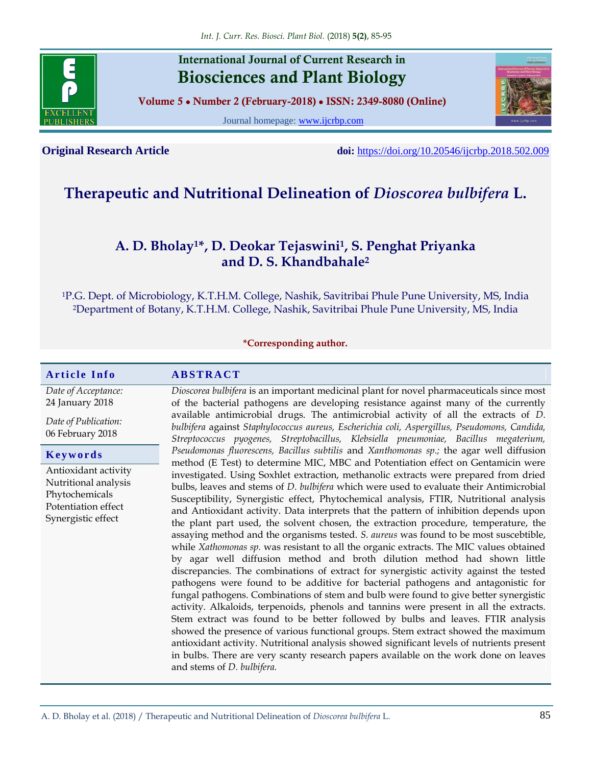International Journal of Current Research in
# Biosciences and Plant Biology

**Volume 5 • Number 2 (February-2018) • ISSN: 2349-8080 (Online)**

Journal homepage: www.ijcrbp.com

**Original Research Article** **doi:** https://doi.org/10.20546/ijcrbp.2018.502.009

# Therapeutic and Nutritional Delineation of *Dioscorea bulbifera* L.

**A. D. Bholay[1]*, D. Deokar Tejaswini[1], S. Penghat Priyanka and D. S. Khandbahale[2]**

[1]P.G. Dept. of Microbiology, K.T.H.M. College, Nashik, Savitribai Phule Pune University, MS, India
[2]Department of Botany, K.T.H.M. College, Nashik, Savitribai Phule Pune University, MS, India

***Corresponding author.**

## Article Info

*Date of Acceptance:*
24 January 2018

*Date of Publication:*
06 February 2018

## Keywords

Antioxidant activity
Nutritional analysis
Phytochemicals
Potentiation effect
Synergistic effect

## ABSTRACT

*Dioscorea bulbifera* is an important medicinal plant for novel pharmaceuticals since most of the bacterial pathogens are developing resistance against many of the currently available antimicrobial drugs. The antimicrobial activity of all the extracts of *D. bulbifera* against *Staphylococcus aureus, Escherichia coli, Aspergillus, Pseudomons, Candida, Streptococcus pyogenes, Streptobacillus, Klebsiella pneumoniae, Bacillus megaterium, Pseudomonas fluorescens, Bacillus subtilis* and *Xanthomonas sp.;* the agar well diffusion method (E Test) to determine MIC, MBC and Potentiation effect on Gentamicin were investigated. Using Soxhlet extraction, methanolic extracts were prepared from dried bulbs, leaves and stems of *D. bulbifera* which were used to evaluate their Antimicrobial Susceptibility, Synergistic effect, Phytochemical analysis, FTIR, Nutritional analysis and Antioxidant activity. Data interprets that the pattern of inhibition depends upon the plant part used, the solvent chosen, the extraction procedure, temperature, the assaying method and the organisms tested. *S. aureus* was found to be most suscebtible, while *Xathomonas sp.* was resistant to all the organic extracts. The MIC values obtained by agar well diffusion method and broth dilution method had shown little discrepancies. The combinations of extract for synergistic activity against the tested pathogens were found to be additive for bacterial pathogens and antagonistic for fungal pathogens. Combinations of stem and bulb were found to give better synergistic activity. Alkaloids, terpenoids, phenols and tannins were present in all the extracts. Stem extract was found to be better followed by bulbs and leaves. FTIR analysis showed the presence of various functional groups. Stem extract showed the maximum antioxidant activity. Nutritional analysis showed significant levels of nutrients present in bulbs. There are very scanty research papers available on the work done on leaves and stems of *D. bulbifera.*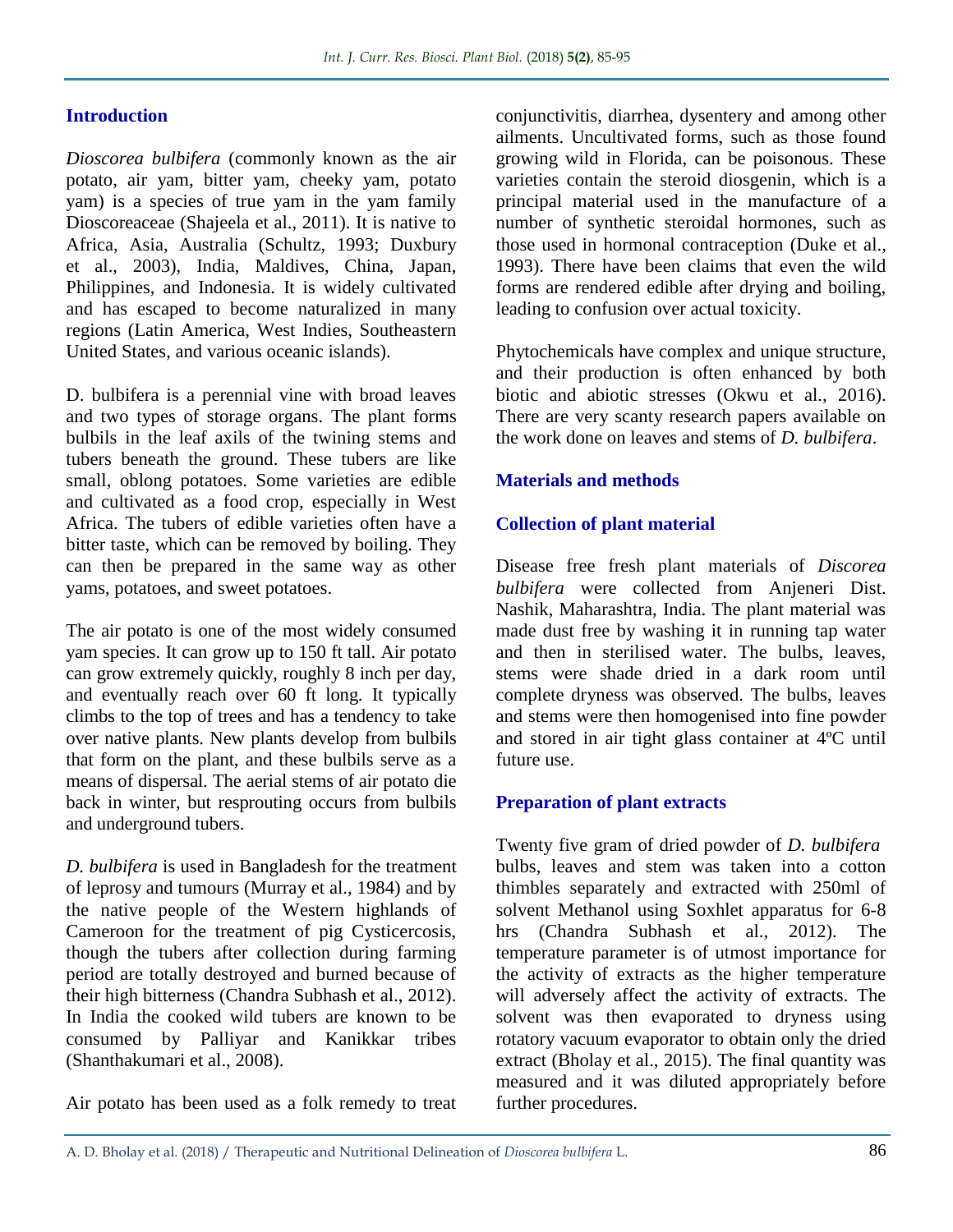## Introduction

*Dioscorea bulbifera* (commonly known as the air potato, air yam, bitter yam, cheeky yam, potato yam) is a species of true yam in the yam family Dioscoreaceae (Shajeela et al., 2011). It is native to Africa, Asia, Australia (Schultz, 1993; Duxbury et al., 2003), India, Maldives, China, Japan, Philippines, and Indonesia. It is widely cultivated and has escaped to become naturalized in many regions (Latin America, West Indies, Southeastern United States, and various oceanic islands).

D. bulbifera is a perennial vine with broad leaves and two types of storage organs. The plant forms bulbils in the leaf axils of the twining stems and tubers beneath the ground. These tubers are like small, oblong potatoes. Some varieties are edible and cultivated as a food crop, especially in West Africa. The tubers of edible varieties often have a bitter taste, which can be removed by boiling. They can then be prepared in the same way as other yams, potatoes, and sweet potatoes.

The air potato is one of the most widely consumed yam species. It can grow up to 150 ft tall. Air potato can grow extremely quickly, roughly 8 inch per day, and eventually reach over 60 ft long. It typically climbs to the top of trees and has a tendency to take over native plants. New plants develop from bulbils that form on the plant, and these bulbils serve as a means of dispersal. The aerial stems of air potato die back in winter, but resprouting occurs from bulbils and underground tubers.

*D. bulbifera* is used in Bangladesh for the treatment of leprosy and tumours (Murray et al., 1984) and by the native people of the Western highlands of Cameroon for the treatment of pig Cysticercosis, though the tubers after collection during farming period are totally destroyed and burned because of their high bitterness (Chandra Subhash et al., 2012). In India the cooked wild tubers are known to be consumed by Palliyar and Kanikkar tribes (Shanthakumari et al., 2008).

Air potato has been used as a folk remedy to treat conjunctivitis, diarrhea, dysentery and among other ailments. Uncultivated forms, such as those found growing wild in Florida, can be poisonous. These varieties contain the steroid diosgenin, which is a principal material used in the manufacture of a number of synthetic steroidal hormones, such as those used in hormonal contraception (Duke et al., 1993). There have been claims that even the wild forms are rendered edible after drying and boiling, leading to confusion over actual toxicity.

Phytochemicals have complex and unique structure, and their production is often enhanced by both biotic and abiotic stresses (Okwu et al., 2016). There are very scanty research papers available on the work done on leaves and stems of *D. bulbifera*.

## Materials and methods

### Collection of plant material

Disease free fresh plant materials of *Discorea bulbifera* were collected from Anjeneri Dist. Nashik, Maharashtra, India. The plant material was made dust free by washing it in running tap water and then in sterilised water. The bulbs, leaves, stems were shade dried in a dark room until complete dryness was observed. The bulbs, leaves and stems were then homogenised into fine powder and stored in air tight glass container at 4ºC until future use.

### Preparation of plant extracts

Twenty five gram of dried powder of *D. bulbifera* bulbs, leaves and stem was taken into a cotton thimbles separately and extracted with 250ml of solvent Methanol using Soxhlet apparatus for 6-8 hrs (Chandra Subhash et al., 2012). The temperature parameter is of utmost importance for the activity of extracts as the higher temperature will adversely affect the activity of extracts. The solvent was then evaporated to dryness using rotatory vacuum evaporator to obtain only the dried extract (Bholay et al., 2015). The final quantity was measured and it was diluted appropriately before further procedures.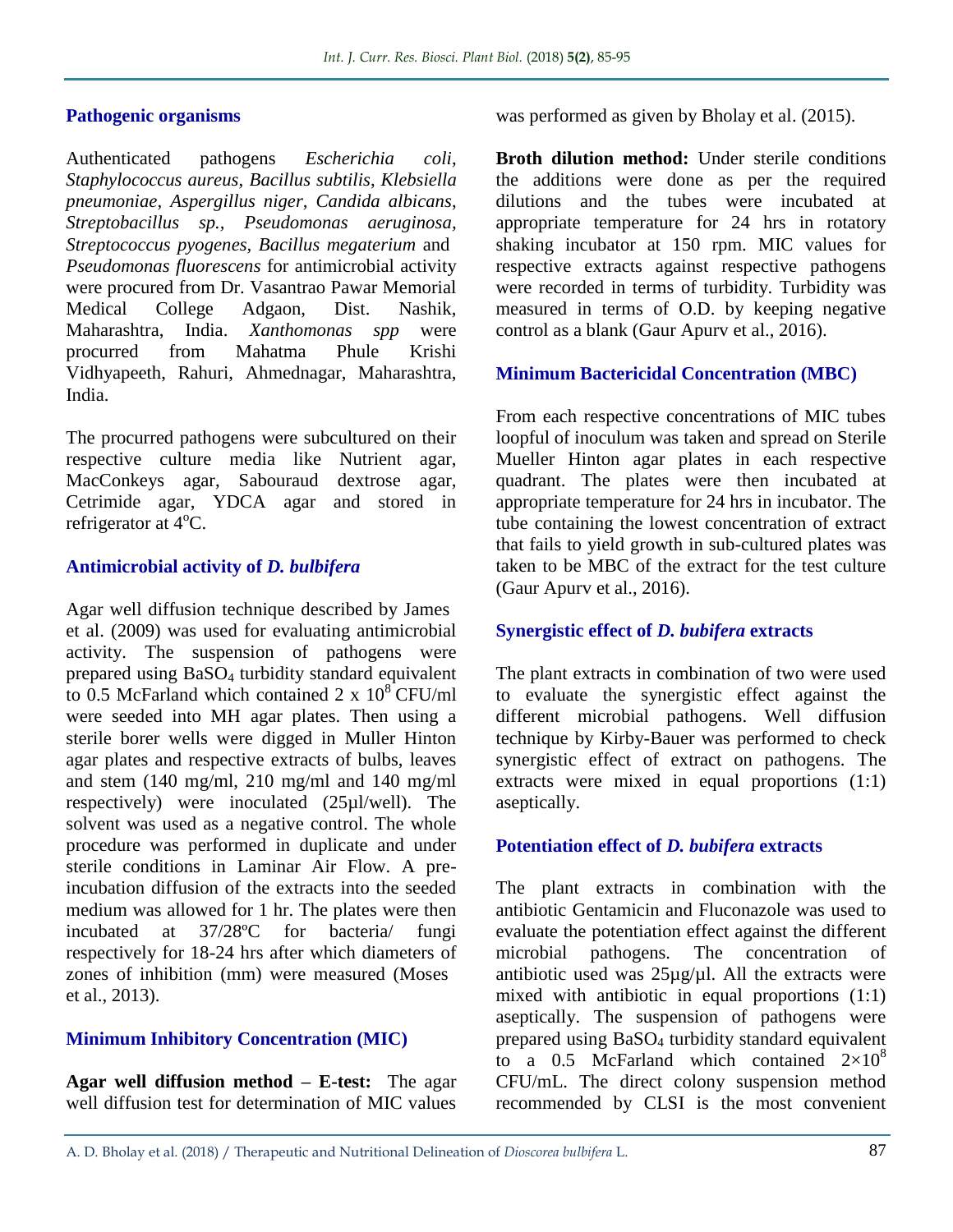### Pathogenic organisms

Authenticated pathogens *Escherichia coli*, *Staphylococcus aureus*, *Bacillus subtilis*, *Klebsiella pneumoniae*, *Aspergillus niger*, *Candida albicans*, *Streptobacillus sp.*, *Pseudomonas aeruginosa*, *Streptococcus pyogenes*, *Bacillus megaterium* and *Pseudomonas fluorescens* for antimicrobial activity were procured from Dr. Vasantrao Pawar Memorial Medical College Adgaon, Dist. Nashik, Maharashtra, India. *Xanthomonas spp* were procurred from Mahatma Phule Krishi Vidhyapeeth, Rahuri, Ahmednagar, Maharashtra, India.

The procurred pathogens were subcultured on their respective culture media like Nutrient agar, MacConkeys agar, Sabouraud dextrose agar, Cetrimide agar, YDCA agar and stored in refrigerator at $4^{o}C$.

### Antimicrobial activity of *D. bulbifera*

Agar well diffusion technique described by James et al. (2009) was used for evaluating antimicrobial activity. The suspension of pathogens were prepared using $BaSO_4$ turbidity standard equivalent to 0.5 McFarland which contained $2 \times 10^8$ CFU/ml were seeded into MH agar plates. Then using a sterile borer wells were digged in Muller Hinton agar plates and respective extracts of bulbs, leaves and stem (140 mg/ml, 210 mg/ml and 140 mg/ml respectively) were inoculated (25µl/well). The solvent was used as a negative control. The whole procedure was performed in duplicate and under sterile conditions in Laminar Air Flow. A pre-incubation diffusion of the extracts into the seeded medium was allowed for 1 hr. The plates were then incubated at 37/28ºC for bacteria/ fungi respectively for 18-24 hrs after which diameters of zones of inhibition (mm) were measured (Moses et al., 2013).

### Minimum Inhibitory Concentration (MIC)

**Agar well diffusion method – E-test:** The agar well diffusion test for determination of MIC values was performed as given by Bholay et al. (2015).

**Broth dilution method:** Under sterile conditions the additions were done as per the required dilutions and the tubes were incubated at appropriate temperature for 24 hrs in rotatory shaking incubator at 150 rpm. MIC values for respective extracts against respective pathogens were recorded in terms of turbidity. Turbidity was measured in terms of O.D. by keeping negative control as a blank (Gaur Apurv et al., 2016).

### Minimum Bactericidal Concentration (MBC)

From each respective concentrations of MIC tubes loopful of inoculum was taken and spread on Sterile Mueller Hinton agar plates in each respective quadrant. The plates were then incubated at appropriate temperature for 24 hrs in incubator. The tube containing the lowest concentration of extract that fails to yield growth in sub-cultured plates was taken to be MBC of the extract for the test culture (Gaur Apurv et al., 2016).

### Synergistic effect of *D. bubifera* extracts

The plant extracts in combination of two were used to evaluate the synergistic effect against the different microbial pathogens. Well diffusion technique by Kirby-Bauer was performed to check synergistic effect of extract on pathogens. The extracts were mixed in equal proportions (1:1) aseptically.

### Potentiation effect of *D. bubifera* extracts

The plant extracts in combination with the antibiotic Gentamicin and Fluconazole was used to evaluate the potentiation effect against the different microbial pathogens. The concentration of antibiotic used was 25µg/µl. All the extracts were mixed with antibiotic in equal proportions (1:1) aseptically. The suspension of pathogens were prepared using $BaSO_4$ turbidity standard equivalent to a 0.5 McFarland which contained $2\times10^8$ CFU/mL. The direct colony suspension method recommended by CLSI is the most convenient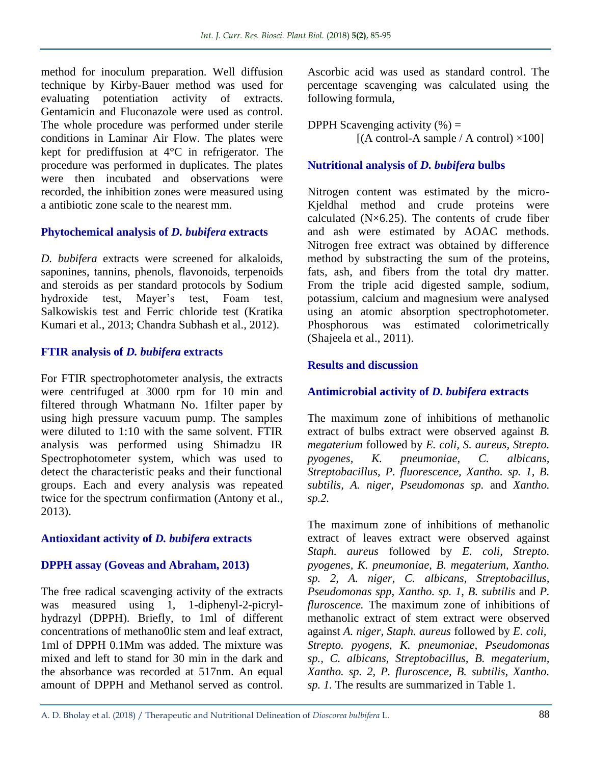method for inoculum preparation. Well diffusion technique by Kirby-Bauer method was used for evaluating potentiation activity of extracts. Gentamicin and Fluconazole were used as control. The whole procedure was performed under sterile conditions in Laminar Air Flow. The plates were kept for prediffusion at 4°C in refrigerator. The procedure was performed in duplicates. The plates were then incubated and observations were recorded, the inhibition zones were measured using a antibiotic zone scale to the nearest mm.

### Phytochemical analysis of *D. bubifera* extracts

*D. bubifera* extracts were screened for alkaloids, saponines, tannins, phenols, flavonoids, terpenoids and steroids as per standard protocols by Sodium hydroxide test, Mayer's test, Foam test, Salkowiskis test and Ferric chloride test (Kratika Kumari et al., 2013; Chandra Subhash et al., 2012).

### FTIR analysis of *D. bubifera* extracts

For FTIR spectrophotometer analysis, the extracts were centrifuged at 3000 rpm for 10 min and filtered through Whatmann No. 1filter paper by using high pressure vacuum pump. The samples were diluted to 1:10 with the same solvent. FTIR analysis was performed using Shimadzu IR Spectrophotometer system, which was used to detect the characteristic peaks and their functional groups. Each and every analysis was repeated twice for the spectrum confirmation (Antony et al., 2013).

### Antioxidant activity of *D. bubifera* extracts

### DPPH assay (Goveas and Abraham, 2013)

The free radical scavenging activity of the extracts was measured using 1, 1-diphenyl-2-picryl-hydrazyl (DPPH). Briefly, to 1ml of different concentrations of methano0lic stem and leaf extract, 1ml of DPPH 0.1Mm was added. The mixture was mixed and left to stand for 30 min in the dark and the absorbance was recorded at 517nm. An equal amount of DPPH and Methanol served as control. Ascorbic acid was used as standard control. The percentage scavenging was calculated using the following formula,

DPPH Scavenging activity (%) =
$$[(\text{A control} - \text{A sample} / \text{A control}) \times 100]$$

### Nutritional analysis of *D. bubifera* bulbs

Nitrogen content was estimated by the micro-Kjeldhal method and crude proteins were calculated (N×6.25). The contents of crude fiber and ash were estimated by AOAC methods. Nitrogen free extract was obtained by difference method by substracting the sum of the proteins, fats, ash, and fibers from the total dry matter. From the triple acid digested sample, sodium, potassium, calcium and magnesium were analysed using an atomic absorption spectrophotometer. Phosphorous was estimated colorimetrically (Shajeela et al., 2011).

## Results and discussion

### Antimicrobial activity of *D. bubifera* extracts

The maximum zone of inhibitions of methanolic extract of bulbs extract were observed against *B. megaterium* followed by *E. coli, S. aureus, Strepto. pyogenes, K. pneumoniae, C. albicans, Streptobacillus, P. fluorescence, Xantho. sp. 1, B. subtilis, A. niger, Pseudomonas sp.* and *Xantho. sp.2.*

The maximum zone of inhibitions of methanolic extract of leaves extract were observed against *Staph. aureus* followed by *E. coli, Strepto. pyogenes, K. pneumoniae, B. megaterium, Xantho. sp. 2, A. niger, C. albicans, Streptobacillus, Pseudomonas spp, Xantho. sp. 1, B. subtilis* and *P. fluroscence.* The maximum zone of inhibitions of methanolic extract of stem extract were observed against *A. niger, Staph. aureus* followed by *E. coli, Strepto. pyogens, K. pneumoniae, Pseudomonas sp., C. albicans, Streptobacillus, B. megaterium, Xantho. sp. 2, P. fluroscence, B. subtilis, Xantho. sp. 1.* The results are summarized in Table 1.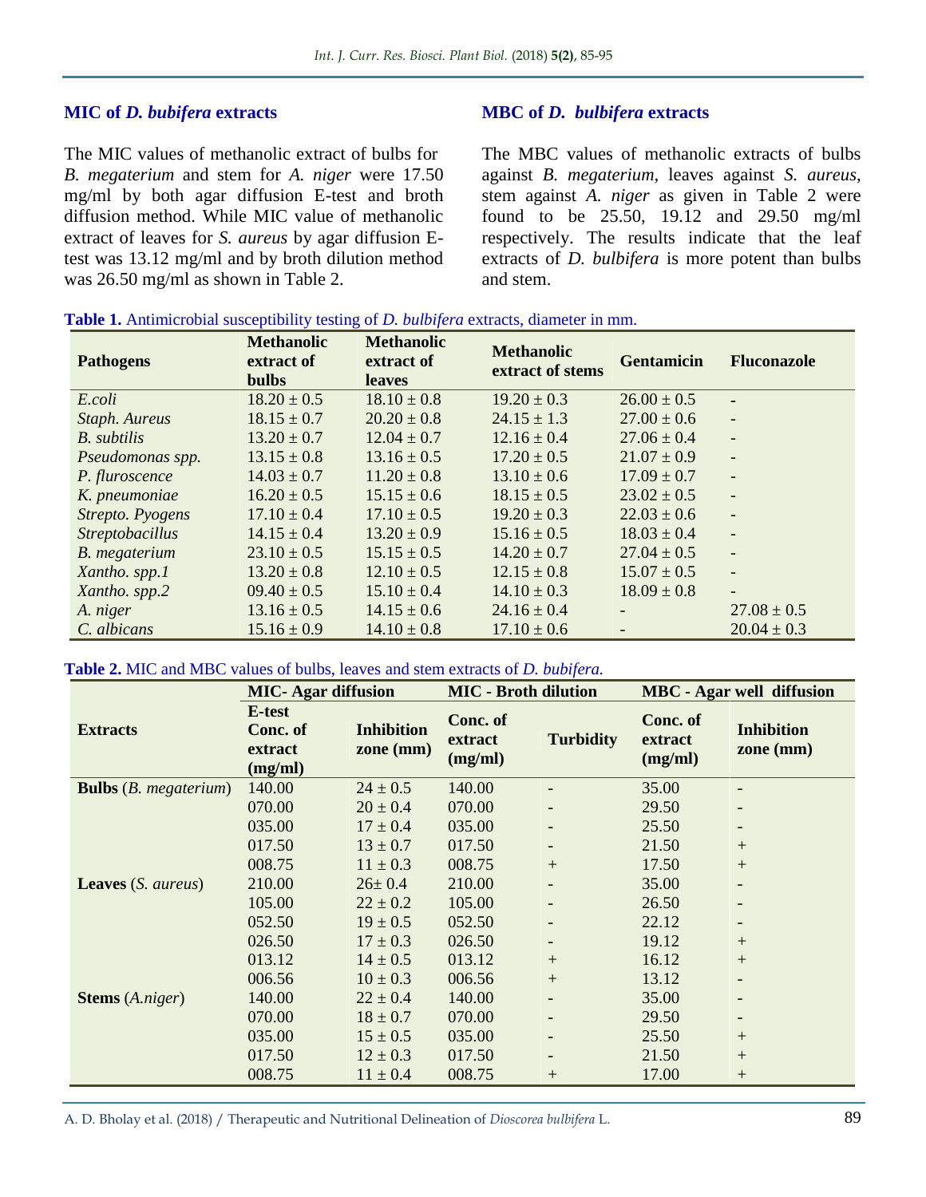## MIC of *D. bubifera* extracts

The MIC values of methanolic extract of bulbs for *B. megaterium* and stem for *A. niger* were 17.50 mg/ml by both agar diffusion E-test and broth diffusion method. While MIC value of methanolic extract of leaves for *S. aureus* by agar diffusion E-test was 13.12 mg/ml and by broth dilution method was 26.50 mg/ml as shown in Table 2.

## MBC of *D. bulbifera* extracts

The MBC values of methanolic extracts of bulbs against *B. megaterium*, leaves against *S. aureus*, stem against *A. niger* as given in Table 2 were found to be 25.50, 19.12 and 29.50 mg/ml respectively. The results indicate that the leaf extracts of *D. bulbifera* is more potent than bulbs and stem.

**Table 1.** Antimicrobial susceptibility testing of *D. bulbifera* extracts, diameter in mm.

| Pathogens | Methanolic extract of bulbs | Methanolic extract of leaves | Methanolic extract of stems | Gentamicin | Fluconazole |
|---|---|---|---|---|---|
| *E.coli* | 18.20 ± 0.5 | 18.10 ± 0.8 | 19.20 ± 0.3 | 26.00 ± 0.5 | - |
| *Staph. Aureus* | 18.15 ± 0.7 | 20.20 ± 0.8 | 24.15 ± 1.3 | 27.00 ± 0.6 | - |
| *B. subtilis* | 13.20 ± 0.7 | 12.04 ± 0.7 | 12.16 ± 0.4 | 27.06 ± 0.4 | - |
| *Pseudomonas spp.* | 13.15 ± 0.8 | 13.16 ± 0.5 | 17.20 ± 0.5 | 21.07 ± 0.9 | - |
| *P. fluroscence* | 14.03 ± 0.7 | 11.20 ± 0.8 | 13.10 ± 0.6 | 17.09 ± 0.7 | - |
| *K. pneumoniae* | 16.20 ± 0.5 | 15.15 ± 0.6 | 18.15 ± 0.5 | 23.02 ± 0.5 | - |
| *Strepto. Pyogens* | 17.10 ± 0.4 | 17.10 ± 0.5 | 19.20 ± 0.3 | 22.03 ± 0.6 | - |
| *Streptobacillus* | 14.15 ± 0.4 | 13.20 ± 0.9 | 15.16 ± 0.5 | 18.03 ± 0.4 | - |
| *B. megaterium* | 23.10 ± 0.5 | 15.15 ± 0.5 | 14.20 ± 0.7 | 27.04 ± 0.5 | - |
| *Xantho. spp.1* | 13.20 ± 0.8 | 12.10 ± 0.5 | 12.15 ± 0.8 | 15.07 ± 0.5 | - |
| *Xantho. spp.2* | 09.40 ± 0.5 | 15.10 ± 0.4 | 14.10 ± 0.3 | 18.09 ± 0.8 | - |
| *A. niger* | 13.16 ± 0.5 | 14.15 ± 0.6 | 24.16 ± 0.4 | - | 27.08 ± 0.5 |
| *C. albicans* | 15.16 ± 0.9 | 14.10 ± 0.8 | 17.10 ± 0.6 | - | 20.04 ± 0.3 |

**Table 2.** MIC and MBC values of bulbs, leaves and stem extracts of *D. bubifera.*

| Extracts | MIC- Agar diffusion | | MIC - Broth dilution | | MBC - Agar well diffusion | |
|---|---|---|---|---|---|---|
| | E-test Conc. of extract (mg/ml) | Inhibition zone (mm) | Conc. of extract (mg/ml) | Turbidity | Conc. of extract (mg/ml) | Inhibition zone (mm) |
| **Bulbs** (*B. megaterium*) | 140.00 | 24 ± 0.5 | 140.00 | - | 35.00 | - |
| | 070.00 | 20 ± 0.4 | 070.00 | - | 29.50 | - |
| | 035.00 | 17 ± 0.4 | 035.00 | - | 25.50 | - |
| | 017.50 | 13 ± 0.7 | 017.50 | - | 21.50 | + |
| | 008.75 | 11 ± 0.3 | 008.75 | + | 17.50 | + |
| **Leaves** (*S. aureus*) | 210.00 | 26± 0.4 | 210.00 | - | 35.00 | - |
| | 105.00 | 22 ± 0.2 | 105.00 | - | 26.50 | - |
| | 052.50 | 19 ± 0.5 | 052.50 | - | 22.12 | - |
| | 026.50 | 17 ± 0.3 | 026.50 | - | 19.12 | + |
| | 013.12 | 14 ± 0.5 | 013.12 | + | 16.12 | + |
| | 006.56 | 10 ± 0.3 | 006.56 | + | 13.12 | - |
| **Stems** (*A.niger*) | 140.00 | 22 ± 0.4 | 140.00 | - | 35.00 | - |
| | 070.00 | 18 ± 0.7 | 070.00 | - | 29.50 | - |
| | 035.00 | 15 ± 0.5 | 035.00 | - | 25.50 | + |
| | 017.50 | 12 ± 0.3 | 017.50 | - | 21.50 | + |
| | 008.75 | 11 ± 0.4 | 008.75 | + | 17.00 | + |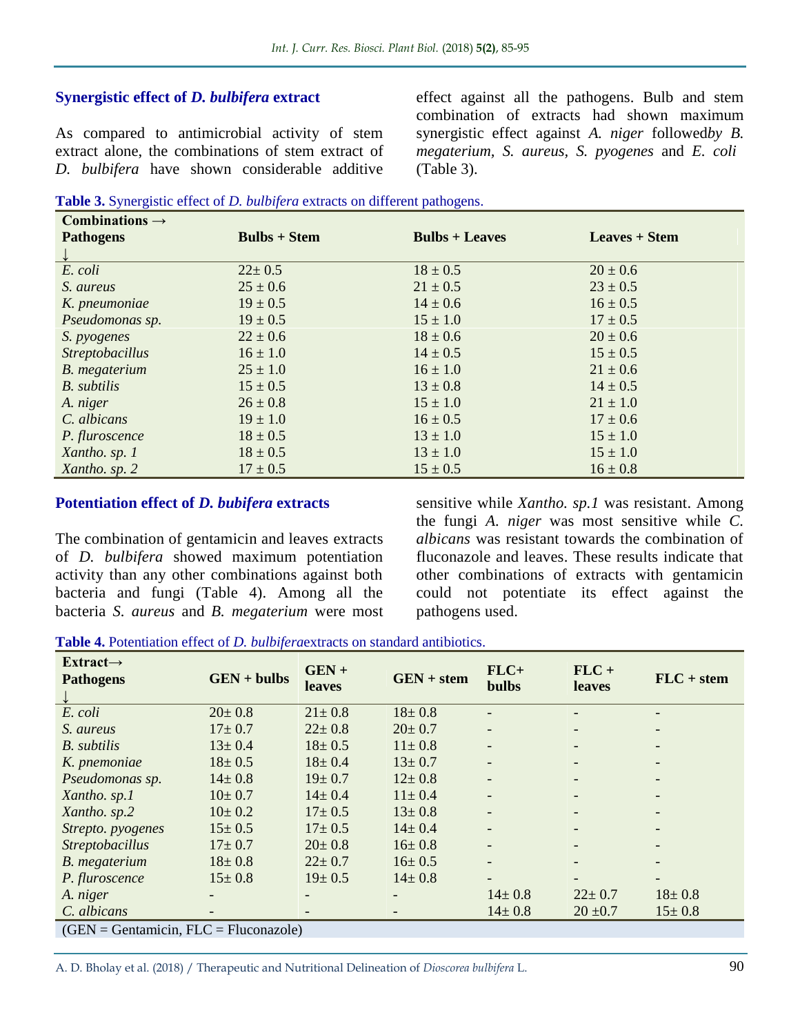### Synergistic effect of *D. bulbifera* extract

As compared to antimicrobial activity of stem extract alone, the combinations of stem extract of *D. bulbifera* have shown considerable additive effect against all the pathogens. Bulb and stem combination of extracts had shown maximum synergistic effect against *A. niger* followed*by B. megaterium, S. aureus, S. pyogenes* and *E. coli* (Table 3).

**Table 3.** Synergistic effect of *D. bulbifera* extracts on different pathogens.

| Combinations → Pathogens ↓ | Bulbs + Stem | Bulbs + Leaves | Leaves + Stem |
|---|---|---|---|
| *E. coli* | 22± 0.5 | 18 ± 0.5 | 20 ± 0.6 |
| *S. aureus* | 25 ± 0.6 | 21 ± 0.5 | 23 ± 0.5 |
| *K. pneumoniae* | 19 ± 0.5 | 14 ± 0.6 | 16 ± 0.5 |
| *Pseudomonas sp.* | 19 ± 0.5 | 15 ± 1.0 | 17 ± 0.5 |
| *S. pyogenes* | 22 ± 0.6 | 18 ± 0.6 | 20 ± 0.6 |
| *Streptobacillus* | 16 ± 1.0 | 14 ± 0.5 | 15 ± 0.5 |
| *B. megaterium* | 25 ± 1.0 | 16 ± 1.0 | 21 ± 0.6 |
| *B. subtilis* | 15 ± 0.5 | 13 ± 0.8 | 14 ± 0.5 |
| *A. niger* | 26 ± 0.8 | 15 ± 1.0 | 21 ± 1.0 |
| *C. albicans* | 19 ± 1.0 | 16 ± 0.5 | 17 ± 0.6 |
| *P. fluroscence* | 18 ± 0.5 | 13 ± 1.0 | 15 ± 1.0 |
| *Xantho. sp. 1* | 18 ± 0.5 | 13 ± 1.0 | 15 ± 1.0 |
| *Xantho. sp. 2* | 17 ± 0.5 | 15 ± 0.5 | 16 ± 0.8 |

### Potentiation effect of *D. bubifera* extracts

The combination of gentamicin and leaves extracts of *D. bulbifera* showed maximum potentiation activity than any other combinations against both bacteria and fungi (Table 4). Among all the bacteria *S. aureus* and *B. megaterium* were most sensitive while *Xantho. sp.1* was resistant. Among the fungi *A. niger* was most sensitive while *C. albicans* was resistant towards the combination of fluconazole and leaves. These results indicate that other combinations of extracts with gentamicin could not potentiate its effect against the pathogens used.

**Table 4.** Potentiation effect of *D. bulbifera*extracts on standard antibiotics.

| Extract→ Pathogens ↓ | GEN + bulbs | GEN + leaves | GEN + stem | FLC+ bulbs | FLC + leaves | FLC + stem |
|---|---|---|---|---|---|---|
| *E. coli* | 20± 0.8 | 21± 0.8 | 18± 0.8 | - | - | - |
| *S. aureus* | 17± 0.7 | 22± 0.8 | 20± 0.7 | - | - | - |
| *B. subtilis* | 13± 0.4 | 18± 0.5 | 11± 0.8 | - | - | - |
| *K. pnemoniae* | 18± 0.5 | 18± 0.4 | 13± 0.7 | - | - | - |
| *Pseudomonas sp.* | 14± 0.8 | 19± 0.7 | 12± 0.8 | - | - | - |
| *Xantho. sp.1* | 10± 0.7 | 14± 0.4 | 11± 0.4 | - | - | - |
| *Xantho. sp.2* | 10± 0.2 | 17± 0.5 | 13± 0.8 | - | - | - |
| *Strepto. pyogenes* | 15± 0.5 | 17± 0.5 | 14± 0.4 | - | - | - |
| *Streptobacillus* | 17± 0.7 | 20± 0.8 | 16± 0.8 | - | - | - |
| *B. megaterium* | 18± 0.8 | 22± 0.7 | 16± 0.5 | - | - | - |
| *P. fluroscence* | 15± 0.8 | 19± 0.5 | 14± 0.8 | - | - | - |
| *A. niger* | - | - | - | 14± 0.8 | 22± 0.7 | 18± 0.8 |
| *C. albicans* | - | - | - | 14± 0.8 | 20 ±0.7 | 15± 0.8 |

(GEN = Gentamicin, FLC = Fluconazole)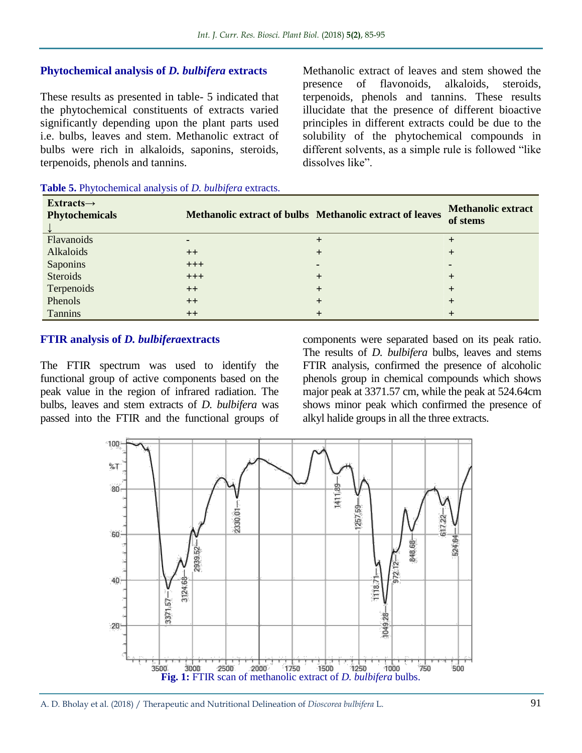### Phytochemical analysis of *D. bulbifera* extracts

These results as presented in table- 5 indicated that the phytochemical constituents of extracts varied significantly depending upon the plant parts used i.e. bulbs, leaves and stem. Methanolic extract of bulbs were rich in alkaloids, saponins, steroids, terpenoids, phenols and tannins.

Methanolic extract of leaves and stem showed the presence of flavonoids, alkaloids, steroids, terpenoids, phenols and tannins. These results illucidate that the presence of different bioactive principles in different extracts could be due to the solubility of the phytochemical compounds in different solvents, as a simple rule is followed "like dissolves like".

**Table 5.** Phytochemical analysis of *D. bulbifera* extracts.

| Extracts→ Phytochemicals ↓ | Methanolic extract of bulbs | Methanolic extract of leaves | Methanolic extract of stems |
|---|---|---|---|
| Flavanoids | - | + | + |
| Alkaloids | ++ | + | + |
| Saponins | +++ | - | - |
| Steroids | +++ | + | + |
| Terpenoids | ++ | + | + |
| Phenols | ++ | + | + |
| Tannins | ++ | + | + |

### FTIR analysis of *D. bulbifera*extracts

The FTIR spectrum was used to identify the functional group of active components based on the peak value in the region of infrared radiation. The bulbs, leaves and stem extracts of *D. bulbifera* was passed into the FTIR and the functional groups of components were separated based on its peak ratio. The results of *D. bulbifera* bulbs, leaves and stems FTIR analysis, confirmed the presence of alcoholic phenols group in chemical compounds which shows major peak at 3371.57 cm, while the peak at 524.64cm shows minor peak which confirmed the presence of alkyl halide groups in all the three extracts.

**Fig. 1:** FTIR scan of methanolic extract of *D. bulbifera* bulbs.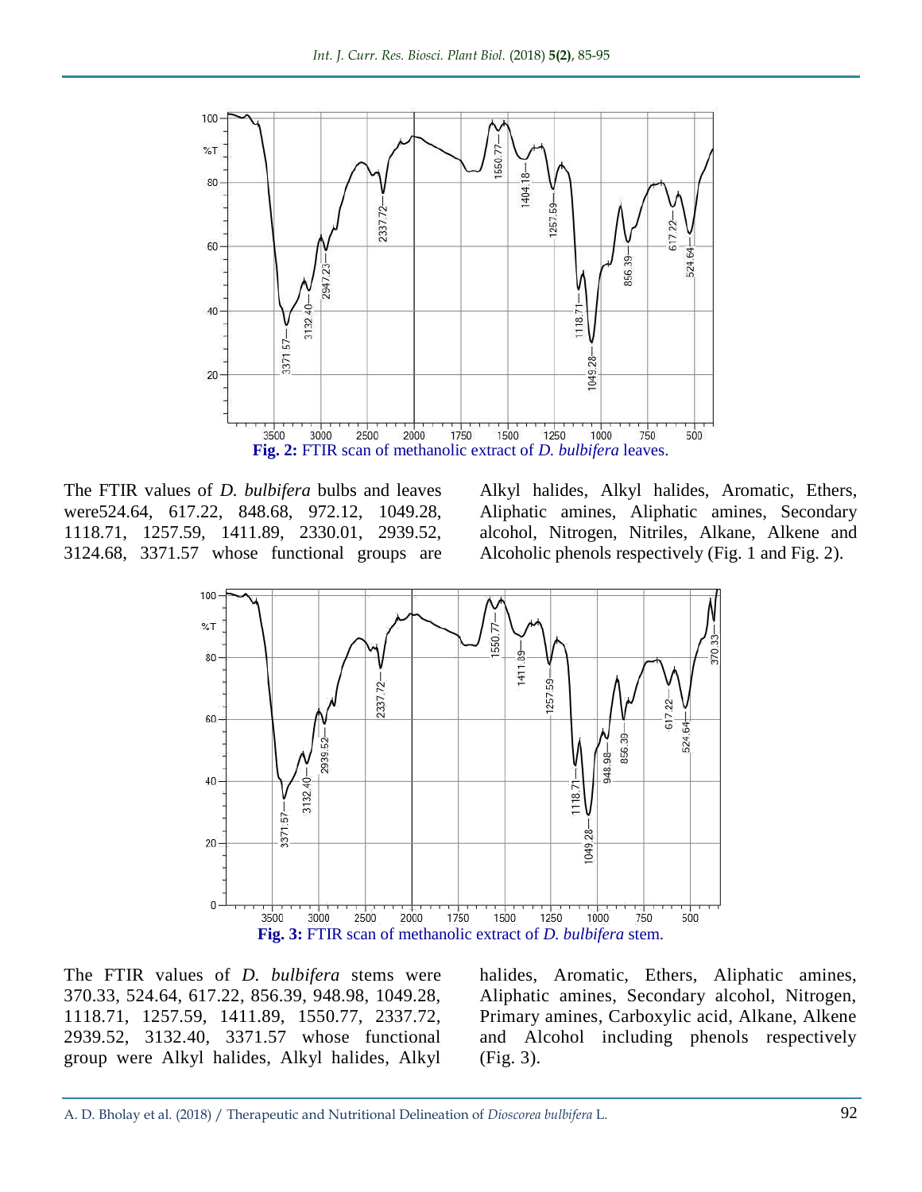**Fig. 2:** FTIR scan of methanolic extract of *D. bulbifera* leaves.

The FTIR values of *D. bulbifera* bulbs and leaves were524.64, 617.22, 848.68, 972.12, 1049.28, 1118.71, 1257.59, 1411.89, 2330.01, 2939.52, 3124.68, 3371.57 whose functional groups are Alkyl halides, Alkyl halides, Aromatic, Ethers, Aliphatic amines, Aliphatic amines, Secondary alcohol, Nitrogen, Nitriles, Alkane, Alkene and Alcoholic phenols respectively (Fig. 1 and Fig. 2).

**Fig. 3:** FTIR scan of methanolic extract of *D. bulbifera* stem.

The FTIR values of *D. bulbifera* stems were 370.33, 524.64, 617.22, 856.39, 948.98, 1049.28, 1118.71, 1257.59, 1411.89, 1550.77, 2337.72, 2939.52, 3132.40, 3371.57 whose functional group were Alkyl halides, Alkyl halides, Alkyl halides, Aromatic, Ethers, Aliphatic amines, Aliphatic amines, Secondary alcohol, Nitrogen, Primary amines, Carboxylic acid, Alkane, Alkene and Alcohol including phenols respectively (Fig. 3).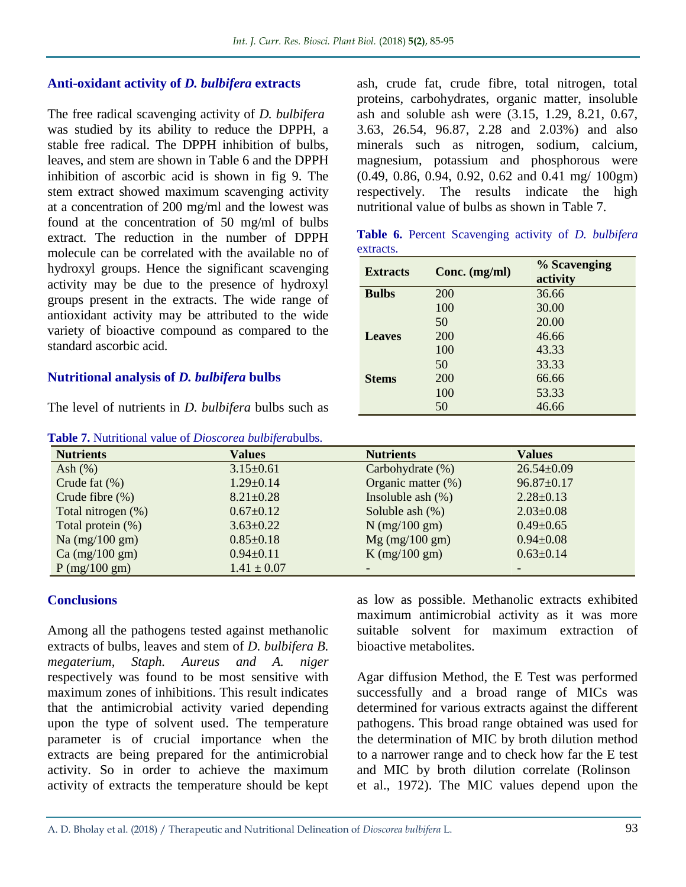### Anti-oxidant activity of *D. bulbifera* extracts

The free radical scavenging activity of *D. bulbifera* was studied by its ability to reduce the DPPH, a stable free radical. The DPPH inhibition of bulbs, leaves, and stem are shown in Table 6 and the DPPH inhibition of ascorbic acid is shown in fig 9. The stem extract showed maximum scavenging activity at a concentration of 200 mg/ml and the lowest was found at the concentration of 50 mg/ml of bulbs extract. The reduction in the number of DPPH molecule can be correlated with the available no of hydroxyl groups. Hence the significant scavenging activity may be due to the presence of hydroxyl groups present in the extracts. The wide range of antioxidant activity may be attributed to the wide variety of bioactive compound as compared to the standard ascorbic acid.

### Nutritional analysis of *D. bulbifera* bulbs

The level of nutrients in *D. bulbifera* bulbs such as ash, crude fat, crude fibre, total nitrogen, total proteins, carbohydrates, organic matter, insoluble ash and soluble ash were (3.15, 1.29, 8.21, 0.67, 3.63, 26.54, 96.87, 2.28 and 2.03%) and also minerals such as nitrogen, sodium, calcium, magnesium, potassium and phosphorous were (0.49, 0.86, 0.94, 0.92, 0.62 and 0.41 mg/ 100gm) respectively. The results indicate the high nutritional value of bulbs as shown in Table 7.

**Table 6.** Percent Scavenging activity of *D. bulbifera* extracts.

| Extracts | Conc. (mg/ml) | % Scavenging activity |
|---|---|---|
| **Bulbs** | 200 | 36.66 |
| | 100 | 30.00 |
| | 50 | 20.00 |
| **Leaves** | 200 | 46.66 |
| | 100 | 43.33 |
| | 50 | 33.33 |
| **Stems** | 200 | 66.66 |
| | 100 | 53.33 |
| | 50 | 46.66 |

**Table 7.** Nutritional value of *Dioscorea bulbifera*bulbs.

| Nutrients | Values | Nutrients | Values |
|---|---|---|---|
| Ash (%) | 3.15±0.61 | Carbohydrate (%) | 26.54±0.09 |
| Crude fat (%) | 1.29±0.14 | Organic matter (%) | 96.87±0.17 |
| Crude fibre (%) | 8.21±0.28 | Insoluble ash (%) | 2.28±0.13 |
| Total nitrogen (%) | 0.67±0.12 | Soluble ash (%) | 2.03±0.08 |
| Total protein (%) | 3.63±0.22 | N (mg/100 gm) | 0.49±0.65 |
| Na (mg/100 gm) | 0.85±0.18 | Mg (mg/100 gm) | 0.94±0.08 |
| Ca (mg/100 gm) | 0.94±0.11 | K (mg/100 gm) | 0.63±0.14 |
| P (mg/100 gm) | 1.41 ± 0.07 | - | - |

### Conclusions

Among all the pathogens tested against methanolic extracts of bulbs, leaves and stem of *D. bulbifera B. megaterium, Staph. Aureus and A. niger* respectively was found to be most sensitive with maximum zones of inhibitions. This result indicates that the antimicrobial activity varied depending upon the type of solvent used. The temperature parameter is of crucial importance when the extracts are being prepared for the antimicrobial activity. So in order to achieve the maximum activity of extracts the temperature should be kept as low as possible. Methanolic extracts exhibited maximum antimicrobial activity as it was more suitable solvent for maximum extraction of bioactive metabolites.

Agar diffusion Method, the E Test was performed successfully and a broad range of MICs was determined for various extracts against the different pathogens. This broad range obtained was used for the determination of MIC by broth dilution method to a narrower range and to check how far the E test and MIC by broth dilution correlate (Rolinson et al., 1972). The MIC values depend upon the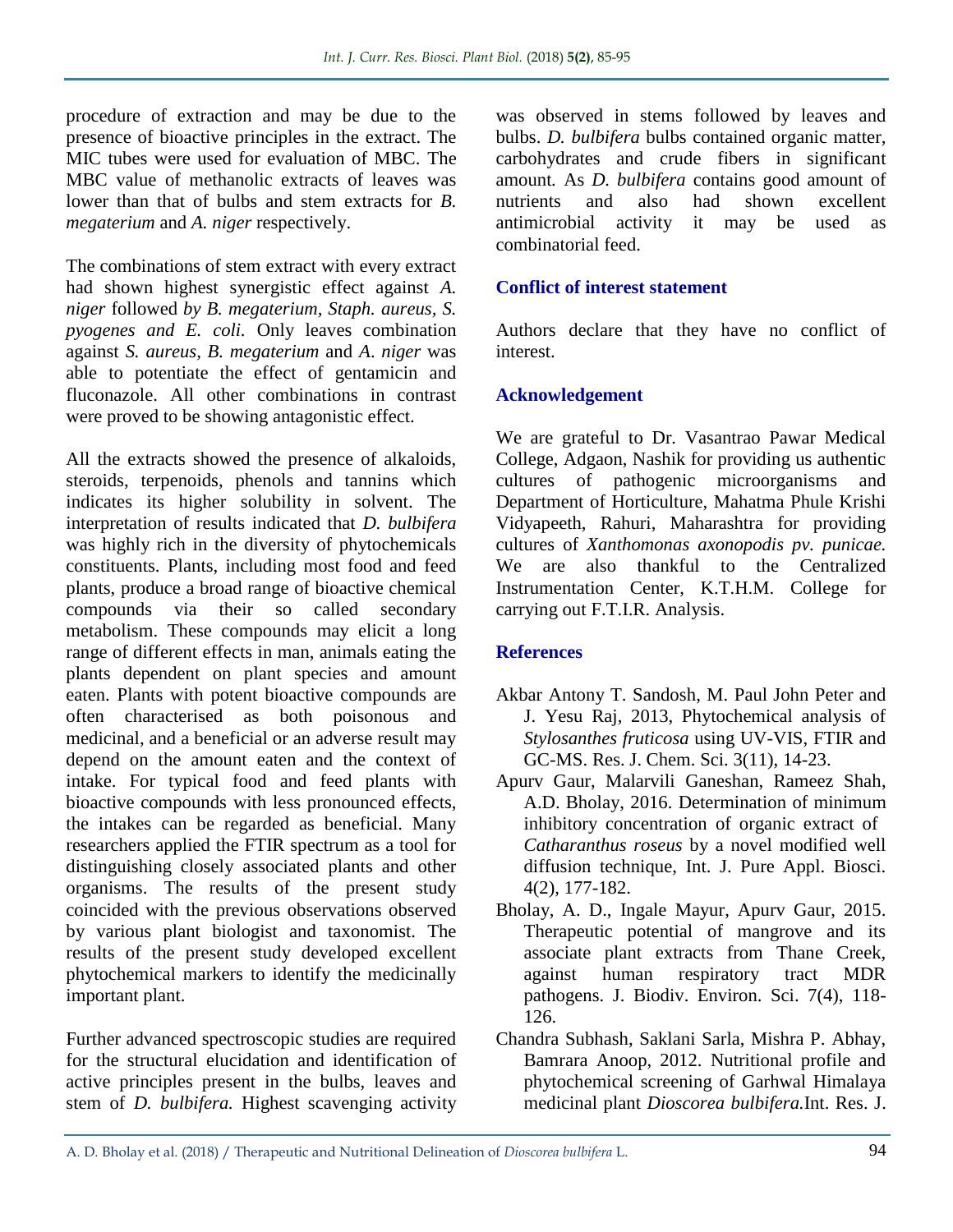procedure of extraction and may be due to the presence of bioactive principles in the extract. The MIC tubes were used for evaluation of MBC. The MBC value of methanolic extracts of leaves was lower than that of bulbs and stem extracts for *B. megaterium* and *A. niger* respectively.

The combinations of stem extract with every extract had shown highest synergistic effect against *A. niger* followed *by B. megaterium, Staph. aureus, S. pyogenes and E. coli.* Only leaves combination against *S. aureus*, *B. megaterium* and *A. niger* was able to potentiate the effect of gentamicin and fluconazole. All other combinations in contrast were proved to be showing antagonistic effect.

All the extracts showed the presence of alkaloids, steroids, terpenoids, phenols and tannins which indicates its higher solubility in solvent. The interpretation of results indicated that *D. bulbifera* was highly rich in the diversity of phytochemicals constituents. Plants, including most food and feed plants, produce a broad range of bioactive chemical compounds via their so called secondary metabolism. These compounds may elicit a long range of different effects in man, animals eating the plants dependent on plant species and amount eaten. Plants with potent bioactive compounds are often characterised as both poisonous and medicinal, and a beneficial or an adverse result may depend on the amount eaten and the context of intake. For typical food and feed plants with bioactive compounds with less pronounced effects, the intakes can be regarded as beneficial. Many researchers applied the FTIR spectrum as a tool for distinguishing closely associated plants and other organisms. The results of the present study coincided with the previous observations observed by various plant biologist and taxonomist. The results of the present study developed excellent phytochemical markers to identify the medicinally important plant.

Further advanced spectroscopic studies are required for the structural elucidation and identification of active principles present in the bulbs, leaves and stem of *D. bulbifera.* Highest scavenging activity was observed in stems followed by leaves and bulbs. *D. bulbifera* bulbs contained organic matter, carbohydrates and crude fibers in significant amount. As *D. bulbifera* contains good amount of nutrients and also had shown excellent antimicrobial activity it may be used as combinatorial feed.

## Conflict of interest statement

Authors declare that they have no conflict of interest.

## Acknowledgement

We are grateful to Dr. Vasantrao Pawar Medical College, Adgaon, Nashik for providing us authentic cultures of pathogenic microorganisms and Department of Horticulture, Mahatma Phule Krishi Vidyapeeth, Rahuri, Maharashtra for providing cultures of *Xanthomonas axonopodis pv. punicae.* We are also thankful to the Centralized Instrumentation Center, K.T.H.M. College for carrying out F.T.I.R. Analysis.

## References

- Akbar Antony T. Sandosh, M. Paul John Peter and J. Yesu Raj, 2013, Phytochemical analysis of *Stylosanthes fruticosa* using UV-VIS, FTIR and GC-MS. Res. J. Chem. Sci. 3(11), 14-23.
- Apurv Gaur, Malarvili Ganeshan, Rameez Shah, A.D. Bholay, 2016. Determination of minimum inhibitory concentration of organic extract of *Catharanthus roseus* by a novel modified well diffusion technique, Int. J. Pure Appl. Biosci. 4(2), 177-182.
- Bholay, A. D., Ingale Mayur, Apurv Gaur, 2015. Therapeutic potential of mangrove and its associate plant extracts from Thane Creek, against human respiratory tract MDR pathogens. J. Biodiv. Environ. Sci. 7(4), 118-126.
- Chandra Subhash, Saklani Sarla, Mishra P. Abhay, Bamrara Anoop, 2012. Nutritional profile and phytochemical screening of Garhwal Himalaya medicinal plant *Dioscorea bulbifera.*Int. Res. J.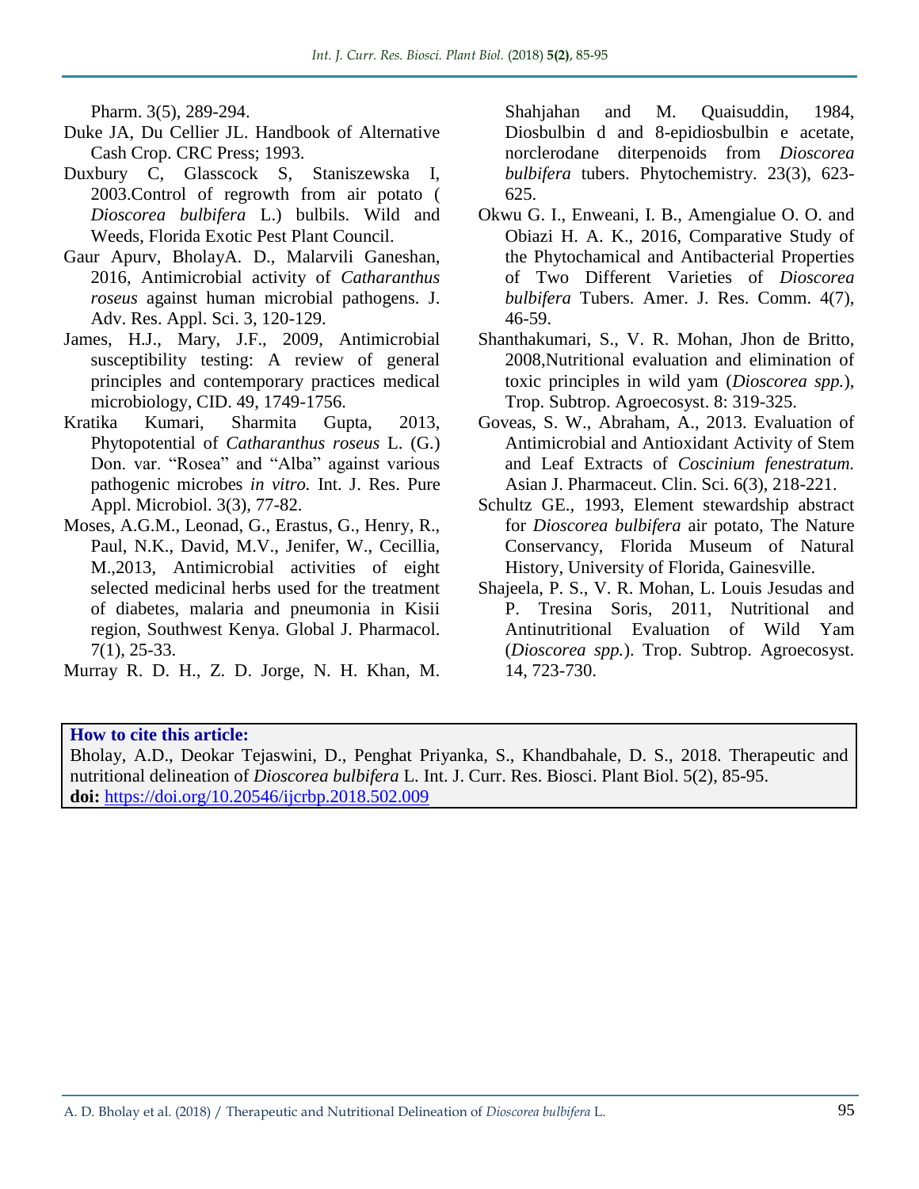Pharm. 3(5), 289-294.

Duke JA, Du Cellier JL. Handbook of Alternative Cash Crop. CRC Press; 1993.

Duxbury C, Glasscock S, Staniszewska I, 2003.Control of regrowth from air potato ( *Dioscorea bulbifera* L.) bulbils. Wild and Weeds, Florida Exotic Pest Plant Council.

Gaur Apurv, BholayA. D., Malarvili Ganeshan, 2016, Antimicrobial activity of *Catharanthus roseus* against human microbial pathogens. J. Adv. Res. Appl. Sci. 3, 120-129.

James, H.J., Mary, J.F., 2009, Antimicrobial susceptibility testing: A review of general principles and contemporary practices medical microbiology, CID. 49, 1749-1756.

Kratika Kumari, Sharmita Gupta, 2013, Phytopotential of *Catharanthus roseus* L. (G.) Don. var. "Rosea" and "Alba" against various pathogenic microbes *in vitro.* Int. J. Res. Pure Appl. Microbiol. 3(3), 77-82.

Moses, A.G.M., Leonad, G., Erastus, G., Henry, R., Paul, N.K., David, M.V., Jenifer, W., Cecillia, M.,2013, Antimicrobial activities of eight selected medicinal herbs used for the treatment of diabetes, malaria and pneumonia in Kisii region, Southwest Kenya. Global J. Pharmacol. 7(1), 25-33.

Murray R. D. H., Z. D. Jorge, N. H. Khan, M. Shahjahan and M. Quaisuddin, 1984, Diosbulbin d and 8-epidiosbulbin e acetate, norclerodane diterpenoids from *Dioscorea bulbifera* tubers. Phytochemistry. 23(3), 623-625.

Okwu G. I., Enweani, I. B., Amengialue O. O. and Obiazi H. A. K., 2016, Comparative Study of the Phytochamical and Antibacterial Properties of Two Different Varieties of *Dioscorea bulbifera* Tubers. Amer. J. Res. Comm. 4(7), 46-59.

Shanthakumari, S., V. R. Mohan, Jhon de Britto, 2008,Nutritional evaluation and elimination of toxic principles in wild yam (*Dioscorea spp.*), Trop. Subtrop. Agroecosyst. 8: 319-325.

Goveas, S. W., Abraham, A., 2013. Evaluation of Antimicrobial and Antioxidant Activity of Stem and Leaf Extracts of *Coscinium fenestratum.* Asian J. Pharmaceut. Clin. Sci. 6(3), 218-221.

Schultz GE., 1993, Element stewardship abstract for *Dioscorea bulbifera* air potato, The Nature Conservancy, Florida Museum of Natural History, University of Florida, Gainesville.

Shajeela, P. S., V. R. Mohan, L. Louis Jesudas and P. Tresina Soris, 2011, Nutritional and Antinutritional Evaluation of Wild Yam (*Dioscorea spp.*). Trop. Subtrop. Agroecosyst. 14, 723-730.

**How to cite this article:**

Bholay, A.D., Deokar Tejaswini, D., Penghat Priyanka, S., Khandbahale, D. S., 2018. Therapeutic and nutritional delineation of *Dioscorea bulbifera* L. Int. J. Curr. Res. Biosci. Plant Biol. 5(2), 85-95.
**doi:** https://doi.org/10.20546/ijcrbp.2018.502.009